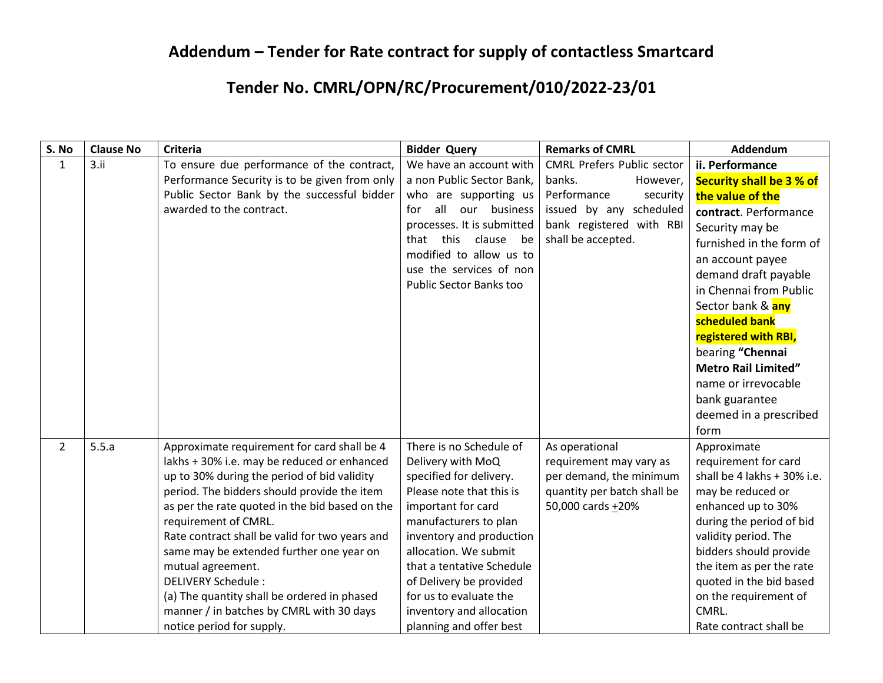# Addendum – Tender for Rate contract for supply of contactless Smartcard

## Tender No. CMRL/OPN/RC/Procurement/010/2022-23/01

| S. No | Clause No | Criteria | Bidder Query | Remarks of CMRL | Addendum |
|---|---|---|---|---|---|
| 1 | 3.ii | To ensure due performance of the contract, Performance Security is to be given from only Public Sector Bank by the successful bidder awarded to the contract. | We have an account with a non Public Sector Bank, who are supporting us for all our business processes. It is submitted that this clause be modified to allow us to use the services of non Public Sector Banks too | CMRL Prefers Public sector banks. However, Performance security issued by any scheduled bank registered with RBI shall be accepted. | **ii. Performance Security shall be 3 % of the value of the contract**. Performance Security may be furnished in the form of an account payee demand draft payable in Chennai from Public Sector bank & **any scheduled bank registered with RBI,** bearing **"Chennai Metro Rail Limited"** name or irrevocable bank guarantee deemed in a prescribed form |
| 2 | 5.5.a | Approximate requirement for card shall be 4 lakhs + 30% i.e. may be reduced or enhanced up to 30% during the period of bid validity period. The bidders should provide the item as per the rate quoted in the bid based on the requirement of CMRL.<br>Rate contract shall be valid for two years and same may be extended further one year on mutual agreement.<br>DELIVERY Schedule :<br>(a) The quantity shall be ordered in phased manner / in batches by CMRL with 30 days notice period for supply. | There is no Schedule of Delivery with MoQ specified for delivery. Please note that this is important for card manufacturers to plan inventory and production allocation. We submit that a tentative Schedule of Delivery be provided for us to evaluate the inventory and allocation planning and offer best | As operational requirement may vary as per demand, the minimum quantity per batch shall be 50,000 cards ±20% | Approximate requirement for card shall be 4 lakhs + 30% i.e. may be reduced or enhanced up to 30% during the period of bid validity period. The bidders should provide the item as per the rate quoted in the bid based on the requirement of CMRL.<br>Rate contract shall be |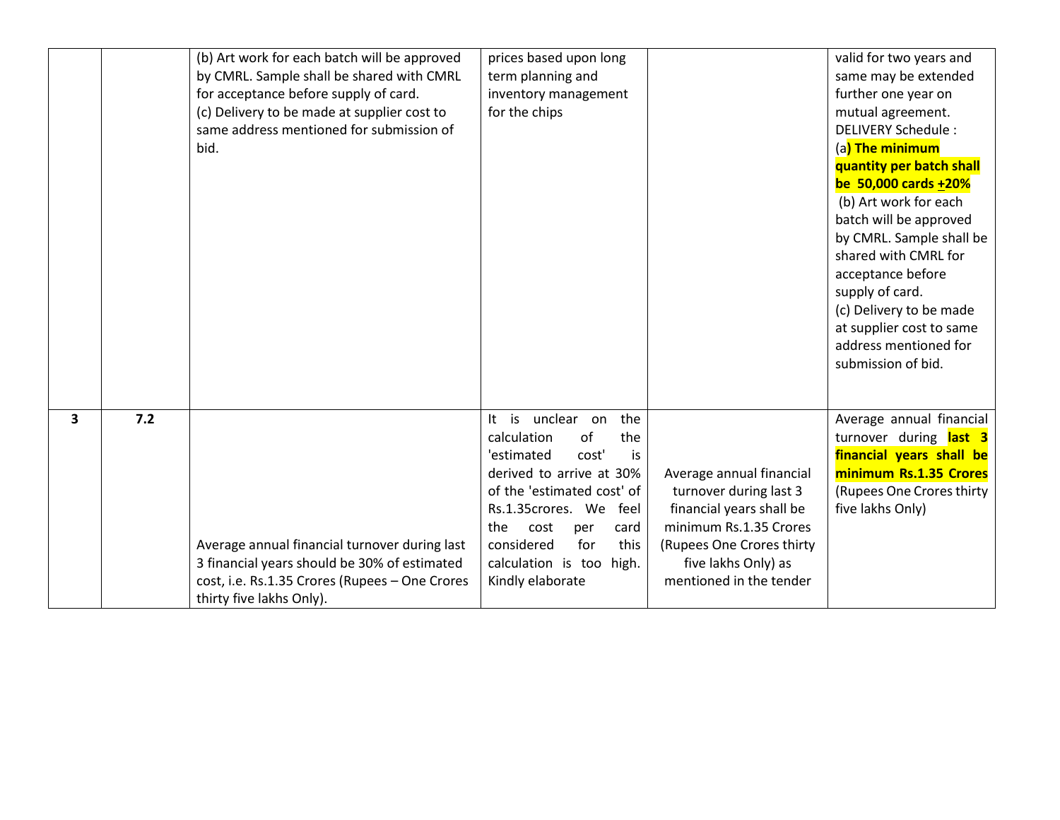| | | | | | |
|---|---|---|---|---|---|
| | | (b) Art work for each batch will be approved by CMRL. Sample shall be shared with CMRL for acceptance before supply of card.<br>(c) Delivery to be made at supplier cost to same address mentioned for submission of bid. | prices based upon long term planning and inventory management for the chips | | valid for two years and same may be extended further one year on mutual agreement.<br>DELIVERY Schedule :<br>(a**) The minimum quantity per batch shall be 50,000 cards +20%**<br>(b) Art work for each batch will be approved by CMRL. Sample shall be shared with CMRL for acceptance before supply of card.<br>(c) Delivery to be made at supplier cost to same address mentioned for submission of bid. |
| **3** | **7.2** | Average annual financial turnover during last 3 financial years should be 30% of estimated cost, i.e. Rs.1.35 Crores (Rupees – One Crores thirty five lakhs Only). | It is unclear on the calculation of the 'estimated cost' is derived to arrive at 30% of the 'estimated cost' of Rs.1.35crores. We feel the cost per card considered for this calculation is too high. Kindly elaborate | Average annual financial turnover during last 3 financial years shall be minimum Rs.1.35 Crores (Rupees One Crores thirty five lakhs Only) as mentioned in the tender | Average annual financial turnover during **last 3 financial years shall be minimum Rs.1.35 Crores** (Rupees One Crores thirty five lakhs Only) |